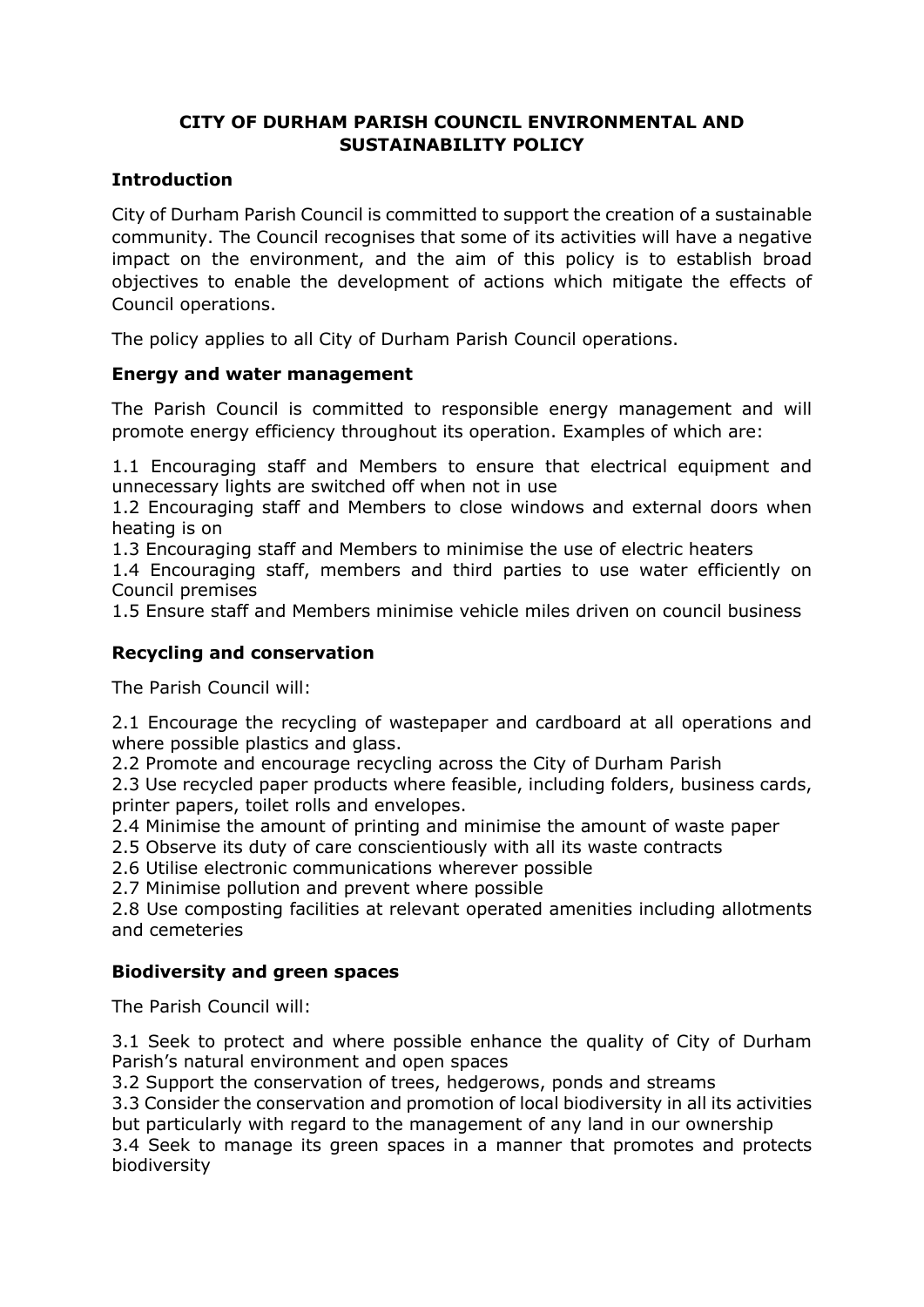# CITY OF DURHAM PARISH COUNCIL ENVIRONMENTAL AND SUSTAINABILITY POLICY

## Introduction

City of Durham Parish Council is committed to support the creation of a sustainable community. The Council recognises that some of its activities will have a negative impact on the environment, and the aim of this policy is to establish broad objectives to enable the development of actions which mitigate the effects of Council operations.

The policy applies to all City of Durham Parish Council operations.

## Energy and water management

The Parish Council is committed to responsible energy management and will promote energy efficiency throughout its operation. Examples of which are:

1.1 Encouraging staff and Members to ensure that electrical equipment and unnecessary lights are switched off when not in use
1.2 Encouraging staff and Members to close windows and external doors when heating is on
1.3 Encouraging staff and Members to minimise the use of electric heaters
1.4 Encouraging staff, members and third parties to use water efficiently on Council premises
1.5 Ensure staff and Members minimise vehicle miles driven on council business

## Recycling and conservation

The Parish Council will:

2.1 Encourage the recycling of wastepaper and cardboard at all operations and where possible plastics and glass.
2.2 Promote and encourage recycling across the City of Durham Parish
2.3 Use recycled paper products where feasible, including folders, business cards, printer papers, toilet rolls and envelopes.
2.4 Minimise the amount of printing and minimise the amount of waste paper
2.5 Observe its duty of care conscientiously with all its waste contracts
2.6 Utilise electronic communications wherever possible
2.7 Minimise pollution and prevent where possible
2.8 Use composting facilities at relevant operated amenities including allotments and cemeteries

## Biodiversity and green spaces

The Parish Council will:

3.1 Seek to protect and where possible enhance the quality of City of Durham Parish's natural environment and open spaces
3.2 Support the conservation of trees, hedgerows, ponds and streams
3.3 Consider the conservation and promotion of local biodiversity in all its activities but particularly with regard to the management of any land in our ownership
3.4 Seek to manage its green spaces in a manner that promotes and protects biodiversity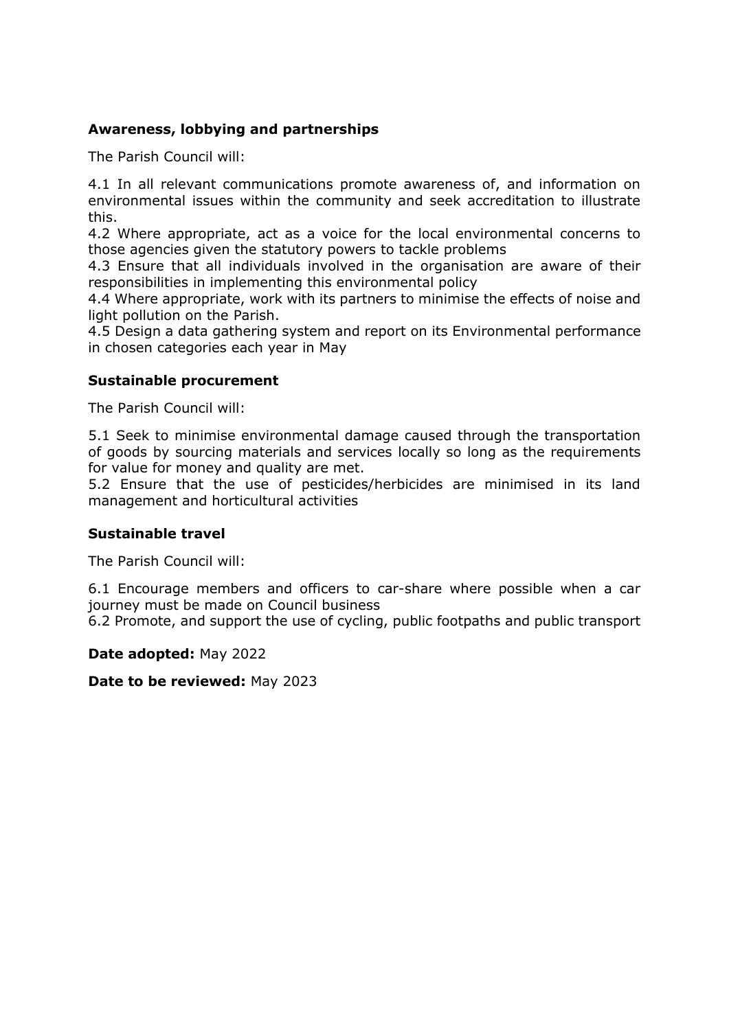**Awareness, lobbying and partnerships**

The Parish Council will:

4.1 In all relevant communications promote awareness of, and information on environmental issues within the community and seek accreditation to illustrate this.
4.2 Where appropriate, act as a voice for the local environmental concerns to those agencies given the statutory powers to tackle problems
4.3 Ensure that all individuals involved in the organisation are aware of their responsibilities in implementing this environmental policy
4.4 Where appropriate, work with its partners to minimise the effects of noise and light pollution on the Parish.
4.5 Design a data gathering system and report on its Environmental performance in chosen categories each year in May

**Sustainable procurement**

The Parish Council will:

5.1 Seek to minimise environmental damage caused through the transportation of goods by sourcing materials and services locally so long as the requirements for value for money and quality are met.
5.2 Ensure that the use of pesticides/herbicides are minimised in its land management and horticultural activities

**Sustainable travel**

The Parish Council will:

6.1 Encourage members and officers to car-share where possible when a car journey must be made on Council business
6.2 Promote, and support the use of cycling, public footpaths and public transport

**Date adopted:** May 2022

**Date to be reviewed:** May 2023